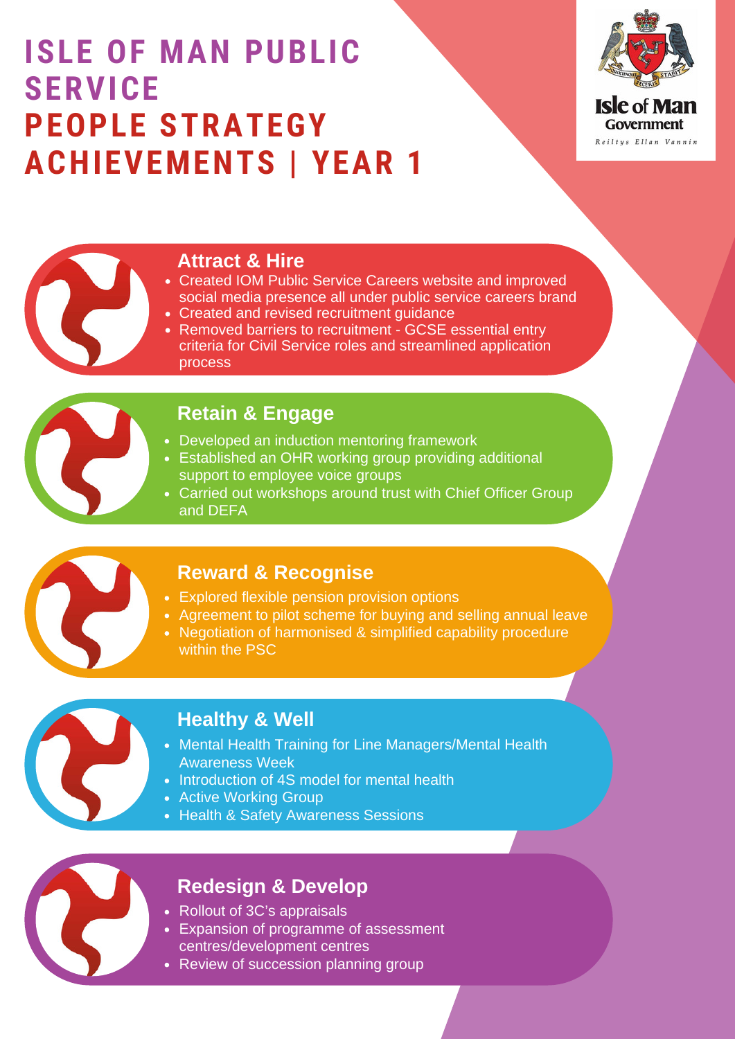# ISLE OF MAN PUBLIC SERVICE
# PEOPLE STRATEGY ACHIEVEMENTS | YEAR 1

Isle of Man Government

Reiltys Ellan Vannin

## Attract & Hire

- Created IOM Public Service Careers website and improved social media presence all under public service careers brand
- Created and revised recruitment guidance
- Removed barriers to recruitment - GCSE essential entry criteria for Civil Service roles and streamlined application process

## Retain & Engage

- Developed an induction mentoring framework
- Established an OHR working group providing additional support to employee voice groups
- Carried out workshops around trust with Chief Officer Group and DEFA

## Reward & Recognise

- Explored flexible pension provision options
- Agreement to pilot scheme for buying and selling annual leave
- Negotiation of harmonised & simplified capability procedure within the PSC

## Healthy & Well

- Mental Health Training for Line Managers/Mental Health Awareness Week
- Introduction of 4S model for mental health
- Active Working Group
- Health & Safety Awareness Sessions

## Redesign & Develop

- Rollout of 3C's appraisals
- Expansion of programme of assessment centres/development centres
- Review of succession planning group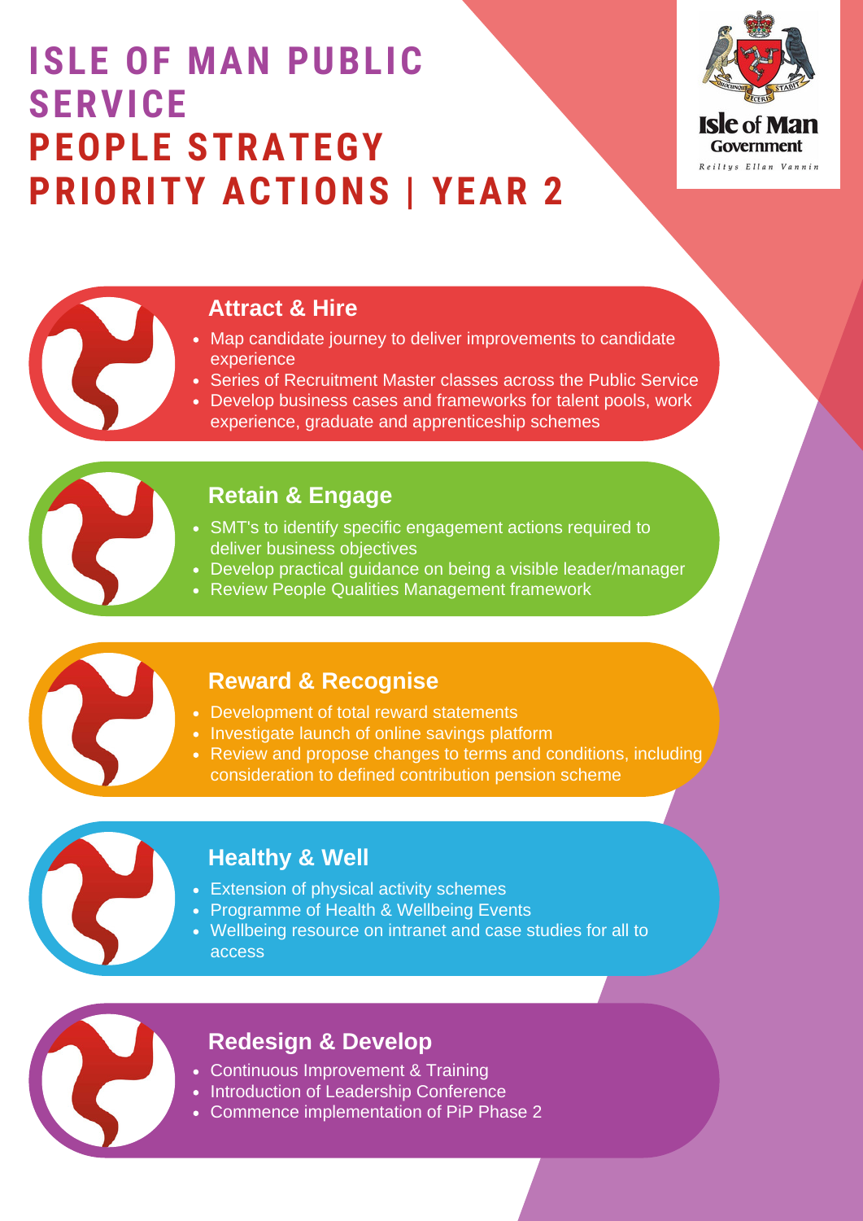# ISLE OF MAN PUBLIC SERVICE PEOPLE STRATEGY PRIORITY ACTIONS | YEAR 2

Isle of Man Government

Reiltys Ellan Vannin

## Attract & Hire

- Map candidate journey to deliver improvements to candidate experience
- Series of Recruitment Master classes across the Public Service
- Develop business cases and frameworks for talent pools, work experience, graduate and apprenticeship schemes

## Retain & Engage

- SMT's to identify specific engagement actions required to deliver business objectives
- Develop practical guidance on being a visible leader/manager
- Review People Qualities Management framework

## Reward & Recognise

- Development of total reward statements
- Investigate launch of online savings platform
- Review and propose changes to terms and conditions, including consideration to defined contribution pension scheme

## Healthy & Well

- Extension of physical activity schemes
- Programme of Health & Wellbeing Events
- Wellbeing resource on intranet and case studies for all to access

## Redesign & Develop

- Continuous Improvement & Training
- Introduction of Leadership Conference
- Commence implementation of PiP Phase 2